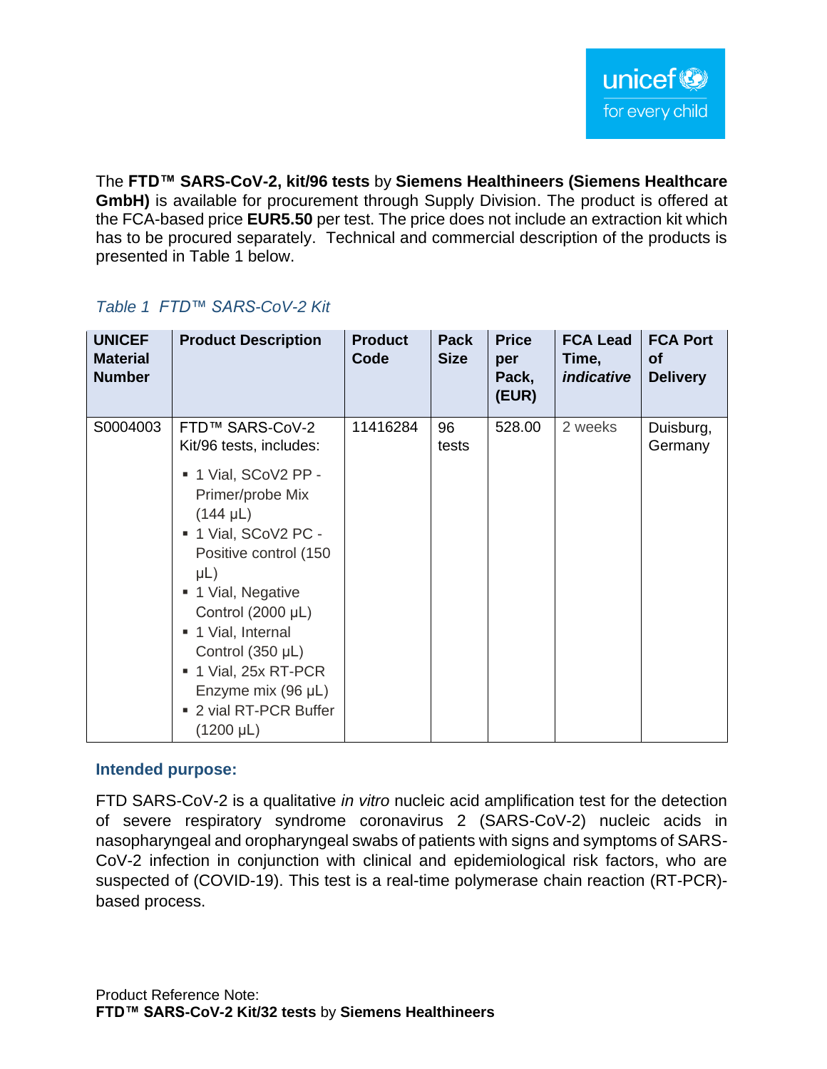The **FTD™ SARS-CoV-2, kit/96 tests** by **Siemens Healthineers (Siemens Healthcare GmbH)** is available for procurement through Supply Division. The product is offered at the FCA-based price **EUR5.50** per test. The price does not include an extraction kit which has to be procured separately. Technical and commercial description of the products is presented in Table 1 below.

*Table 1 FTD™ SARS-CoV-2 Kit*

| UNICEF Material Number | Product Description | Product Code | Pack Size | Price per Pack, (EUR) | FCA Lead Time, *indicative* | FCA Port of Delivery |
|---|---|---|---|---|---|---|
| S0004003 | FTD™ SARS-CoV-2 Kit/96 tests, includes:<br>▪ 1 Vial, SCoV2 PP - Primer/probe Mix (144 µL)<br>▪ 1 Vial, SCoV2 PC - Positive control (150 µL)<br>▪ 1 Vial, Negative Control (2000 µL)<br>▪ 1 Vial, Internal Control (350 µL)<br>▪ 1 Vial, 25x RT-PCR Enzyme mix (96 µL)<br>▪ 2 vial RT-PCR Buffer (1200 µL) | 11416284 | 96 tests | 528.00 | 2 weeks | Duisburg, Germany |

### Intended purpose:

FTD SARS-CoV-2 is a qualitative *in vitro* nucleic acid amplification test for the detection of severe respiratory syndrome coronavirus 2 (SARS-CoV-2) nucleic acids in nasopharyngeal and oropharyngeal swabs of patients with signs and symptoms of SARS-CoV-2 infection in conjunction with clinical and epidemiological risk factors, who are suspected of (COVID-19). This test is a real-time polymerase chain reaction (RT-PCR)-based process.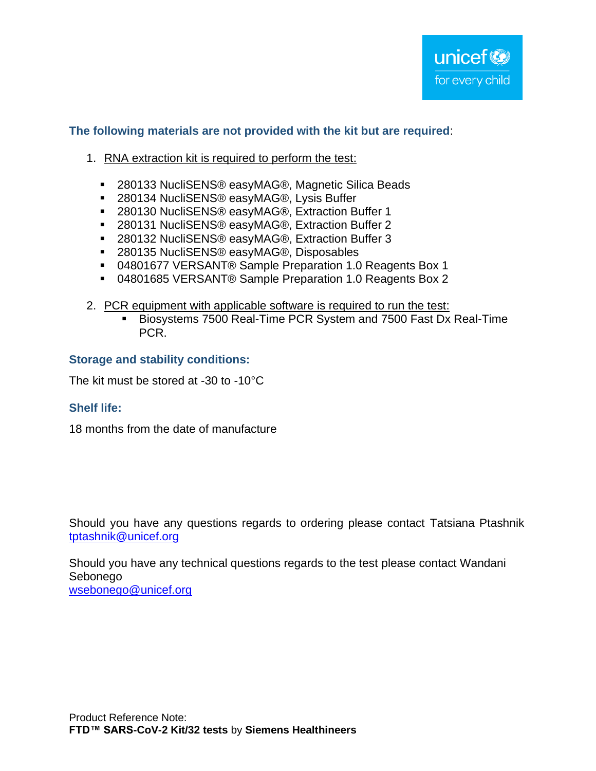**The following materials are not provided with the kit but are required**:

1. RNA extraction kit is required to perform the test:

   - 280133 NucliSENS® easyMAG®, Magnetic Silica Beads
   - 280134 NucliSENS® easyMAG®, Lysis Buffer
   - 280130 NucliSENS® easyMAG®, Extraction Buffer 1
   - 280131 NucliSENS® easyMAG®, Extraction Buffer 2
   - 280132 NucliSENS® easyMAG®, Extraction Buffer 3
   - 280135 NucliSENS® easyMAG®, Disposables
   - 04801677 VERSANT® Sample Preparation 1.0 Reagents Box 1
   - 04801685 VERSANT® Sample Preparation 1.0 Reagents Box 2

2. PCR equipment with applicable software is required to run the test:
   - Biosystems 7500 Real-Time PCR System and 7500 Fast Dx Real-Time PCR.

**Storage and stability conditions:**

The kit must be stored at -30 to -10°C

**Shelf life:**

18 months from the date of manufacture

Should you have any questions regards to ordering please contact Tatsiana Ptashnik tptashnik@unicef.org

Should you have any technical questions regards to the test please contact Wandani Sebonego
wsebonego@unicef.org

Product Reference Note:
**FTD™ SARS-CoV-2 Kit/32 tests** by **Siemens Healthineers**